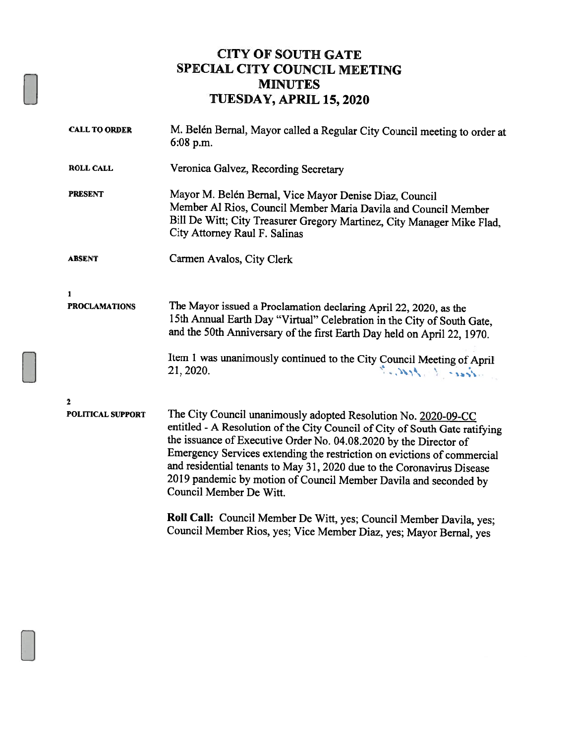# CITY OF SOUTH GATE
# SPECIAL CITY COUNCIL MEETING
# MINUTES
# TUESDAY, APRIL 15, 2020

**CALL TO ORDER**
M. Belén Bernal, Mayor called a Regular City Council meeting to order at 6:08 p.m.

**ROLL CALL**
Veronica Galvez, Recording Secretary

**PRESENT**
Mayor M. Belén Bernal, Vice Mayor Denise Diaz, Council Member Al Rios, Council Member Maria Davila and Council Member Bill De Witt; City Treasurer Gregory Martinez, City Manager Mike Flad, City Attorney Raul F. Salinas

**ABSENT**
Carmen Avalos, City Clerk

**1**
**PROCLAMATIONS**
The Mayor issued a Proclamation declaring April 22, 2020, as the 15th Annual Earth Day "Virtual" Celebration in the City of South Gate, and the 50th Anniversary of the first Earth Day held on April 22, 1970.

Item 1 was unanimously continued to the City Council Meeting of April 21, 2020.

**2**
**POLITICAL SUPPORT**
The City Council unanimously adopted Resolution No. 2020-09-CC entitled - A Resolution of the City Council of City of South Gate ratifying the issuance of Executive Order No. 04.08.2020 by the Director of Emergency Services extending the restriction on evictions of commercial and residential tenants to May 31, 2020 due to the Coronavirus Disease 2019 pandemic by motion of Council Member Davila and seconded by Council Member De Witt.

**Roll Call:** Council Member De Witt, yes; Council Member Davila, yes; Council Member Rios, yes; Vice Member Diaz, yes; Mayor Bernal, yes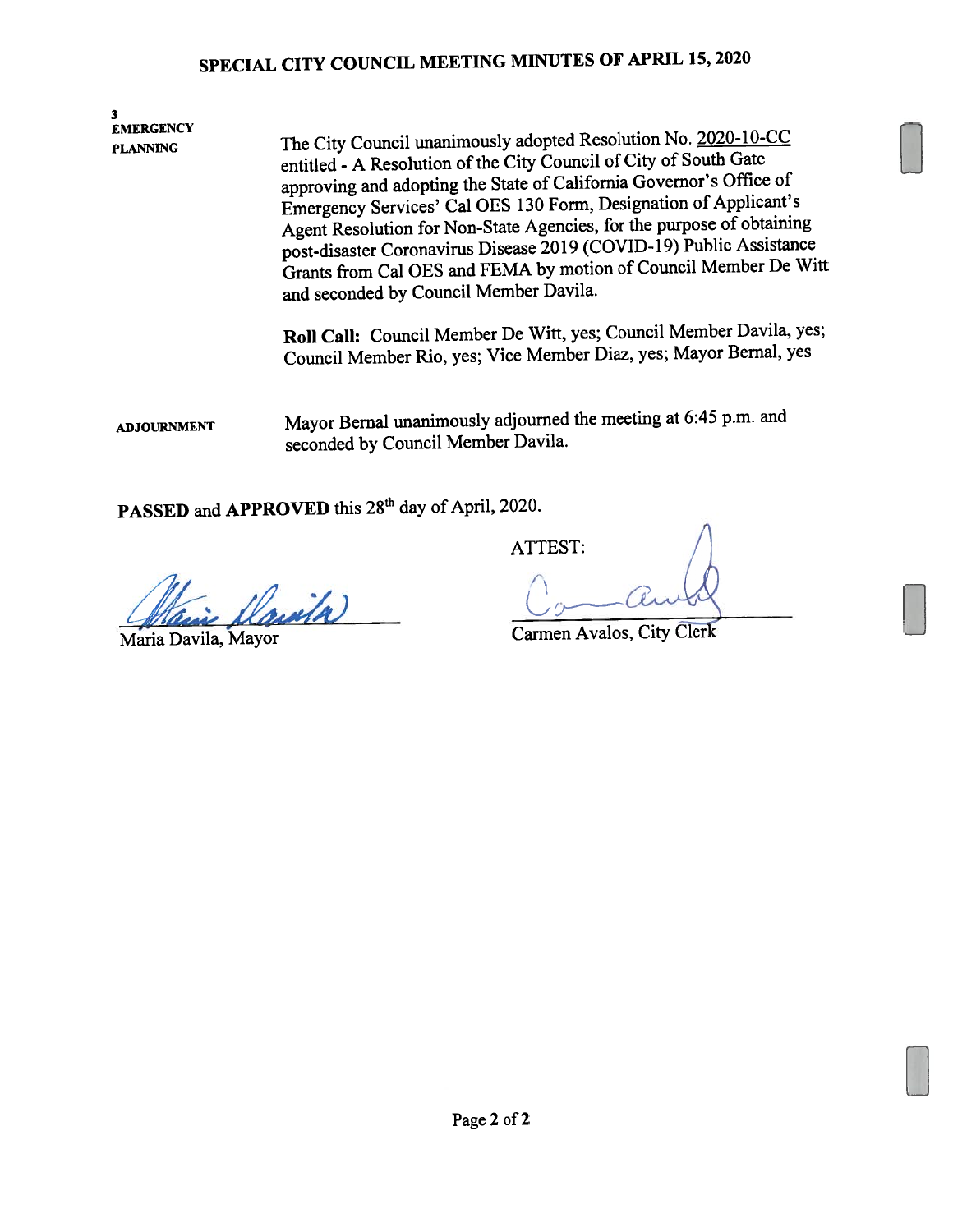# SPECIAL CITY COUNCIL MEETING MINUTES OF APRIL 15, 2020

**3**
**EMERGENCY PLANNING**

The City Council unanimously adopted Resolution No. 2020-10-CC entitled - A Resolution of the City Council of City of South Gate approving and adopting the State of California Governor's Office of Emergency Services' Cal OES 130 Form, Designation of Applicant's Agent Resolution for Non-State Agencies, for the purpose of obtaining post-disaster Coronavirus Disease 2019 (COVID-19) Public Assistance Grants from Cal OES and FEMA by motion of Council Member De Witt and seconded by Council Member Davila.

**Roll Call:** Council Member De Witt, yes; Council Member Davila, yes; Council Member Rio, yes; Vice Member Diaz, yes; Mayor Bernal, yes

**ADJOURNMENT**

Mayor Bernal unanimously adjourned the meeting at 6:45 p.m. and seconded by Council Member Davila.

**PASSED** and **APPROVED** this 28th day of April, 2020.

ATTEST:

Maria Davila, Mayor

Carmen Avalos, City Clerk